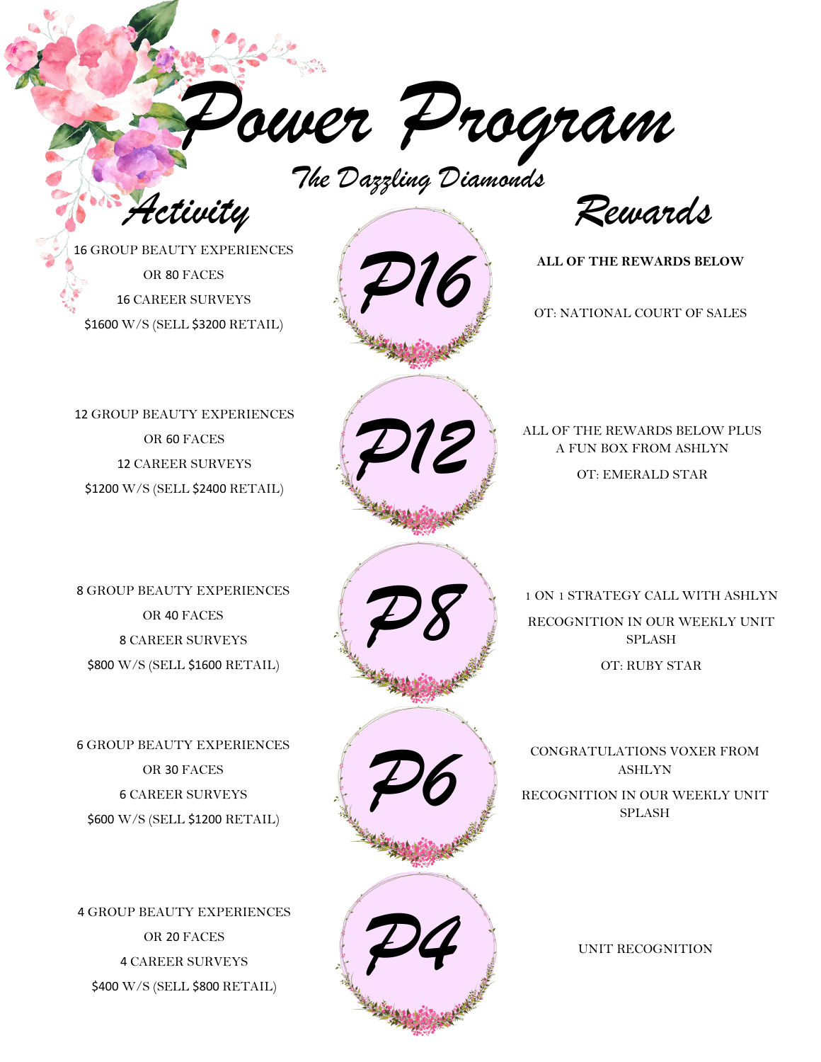# Power Program

## The Dazzling Diamonds

| Activity | Level | Rewards |
|---|---|---|
| 16 GROUP BEAUTY EXPERIENCES<br>OR 80 FACES<br>16 CAREER SURVEYS<br>$1600 W/S (SELL $3200 RETAIL) | P16 | **ALL OF THE REWARDS BELOW**<br>OT: NATIONAL COURT OF SALES |
| 12 GROUP BEAUTY EXPERIENCES<br>OR 60 FACES<br>12 CAREER SURVEYS<br>$1200 W/S (SELL $2400 RETAIL) | P12 | ALL OF THE REWARDS BELOW PLUS A FUN BOX FROM ASHLYN<br>OT: EMERALD STAR |
| 8 GROUP BEAUTY EXPERIENCES<br>OR 40 FACES<br>8 CAREER SURVEYS<br>$800 W/S (SELL $1600 RETAIL) | P8 | 1 ON 1 STRATEGY CALL WITH ASHLYN<br>RECOGNITION IN OUR WEEKLY UNIT SPLASH<br>OT: RUBY STAR |
| 6 GROUP BEAUTY EXPERIENCES<br>OR 30 FACES<br>6 CAREER SURVEYS<br>$600 W/S (SELL $1200 RETAIL) | P6 | CONGRATULATIONS VOXER FROM ASHLYN<br>RECOGNITION IN OUR WEEKLY UNIT SPLASH |
| 4 GROUP BEAUTY EXPERIENCES<br>OR 20 FACES<br>4 CAREER SURVEYS<br>$400 W/S (SELL $800 RETAIL) | P4 | UNIT RECOGNITION |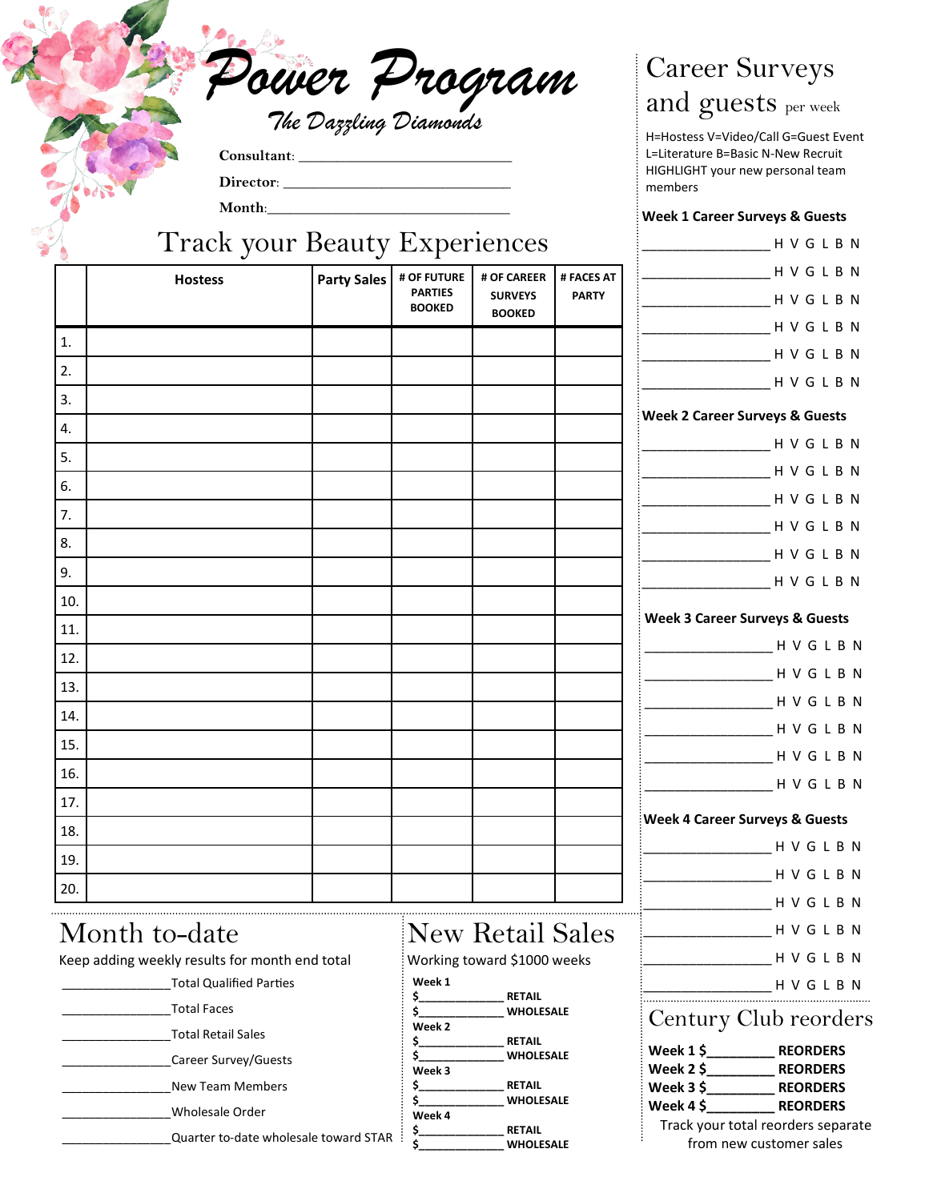# Power Program

## The Dazzling Diamonds

**Consultant**: ______________________________

**Director**: ______________________________

**Month**: ______________________________

## Track your Beauty Experiences

| | Hostess | Party Sales | # OF FUTURE PARTIES BOOKED | # OF CAREER SURVEYS BOOKED | # FACES AT PARTY |
|---|---|---|---|---|---|
| 1. | | | | | |
| 2. | | | | | |
| 3. | | | | | |
| 4. | | | | | |
| 5. | | | | | |
| 6. | | | | | |
| 7. | | | | | |
| 8. | | | | | |
| 9. | | | | | |
| 10. | | | | | |
| 11. | | | | | |
| 12. | | | | | |
| 13. | | | | | |
| 14. | | | | | |
| 15. | | | | | |
| 16. | | | | | |
| 17. | | | | | |
| 18. | | | | | |
| 19. | | | | | |
| 20. | | | | | |

## Month to-date

Keep adding weekly results for month end total

________________ Total Qualified Parties

________________ Total Faces

________________ Total Retail Sales

________________ Career Survey/Guests

________________ New Team Members

________________ Wholesale Order

________________ Quarter to-date wholesale toward STAR

## New Retail Sales

Working toward $1000 weeks

**Week 1**
$____________ **RETAIL**
$____________ **WHOLESALE**

**Week 2**
$____________ **RETAIL**
$____________ **WHOLESALE**

**Week 3**
$____________ **RETAIL**
$____________ **WHOLESALE**

**Week 4**
$____________ **RETAIL**
$____________ **WHOLESALE**

## Career Surveys and guests per week

H=Hostess V=Video/Call G=Guest Event L=Literature B=Basic N-New Recruit HIGHLIGHT your new personal team members

**Week 1 Career Surveys & Guests**

________________ H V G L B N
________________ H V G L B N
________________ H V G L B N
________________ H V G L B N
________________ H V G L B N
________________ H V G L B N

**Week 2 Career Surveys & Guests**

________________ H V G L B N
________________ H V G L B N
________________ H V G L B N
________________ H V G L B N
________________ H V G L B N
________________ H V G L B N

**Week 3 Career Surveys & Guests**

________________ H V G L B N
________________ H V G L B N
________________ H V G L B N
________________ H V G L B N
________________ H V G L B N
________________ H V G L B N

**Week 4 Career Surveys & Guests**

________________ H V G L B N
________________ H V G L B N
________________ H V G L B N
________________ H V G L B N
________________ H V G L B N
________________ H V G L B N

## Century Club reorders

**Week 1 $_________ REORDERS**
**Week 2 $_________ REORDERS**
**Week 3 $_________ REORDERS**
**Week 4 $_________ REORDERS**

Track your total reorders separate from new customer sales